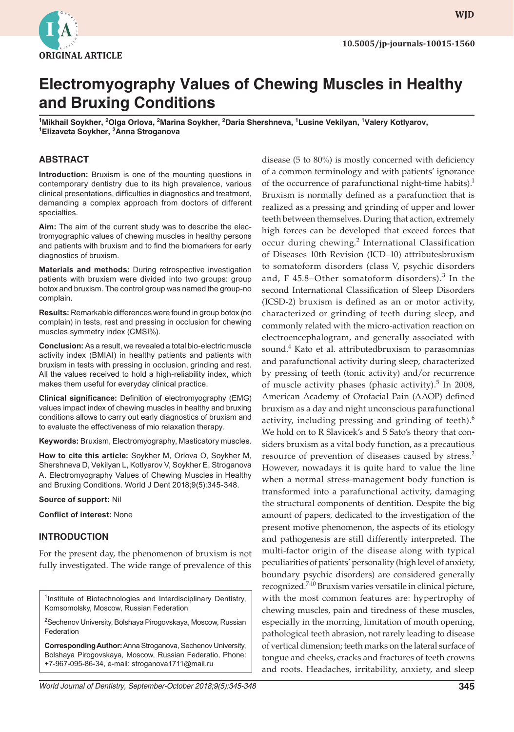ORIGINAL ARTICLE

10.5005/jp-journals-10015-1560

# Electromyography Values of Chewing Muscles in Healthy and Bruxing Conditions

[1]Mikhail Soykher, [2]Olga Orlova, [2]Marina Soykher, [2]Daria Shershneva, [1]Lusine Vekilyan, [1]Valery Kotlyarov, [1]Elizaveta Soykher, [2]Anna Stroganova

## ABSTRACT

**Introduction:** Bruxism is one of the mounting questions in contemporary dentistry due to its high prevalence, various clinical presentations, difficulties in diagnostics and treatment, demanding a complex approach from doctors of different specialties.

**Aim:** The aim of the current study was to describe the electromyographic values of chewing muscles in healthy persons and patients with bruxism and to find the biomarkers for early diagnostics of bruxism.

**Materials and methods:** During retrospective investigation patients with bruxism were divided into two groups: group botox and bruxism. The control group was named the group-no complain.

**Results:** Remarkable differences were found in group botox (no complain) in tests, rest and pressing in occlusion for chewing muscles symmetry index (CMSI%).

**Conclusion:** As a result, we revealed a total bio-electric muscle activity index (BMIAI) in healthy patients and patients with bruxism in tests with pressing in occlusion, grinding and rest. All the values received to hold a high-reliability index, which makes them useful for everyday clinical practice.

**Clinical significance:** Definition of electromyography (EMG) values impact index of chewing muscles in healthy and bruxing conditions allows to carry out early diagnostics of bruxism and to evaluate the effectiveness of mio relaxation therapy.

**Keywords:** Bruxism, Electromyography, Masticatory muscles.

**How to cite this article:** Soykher M, Orlova O, Soykher M, Shershneva D, Vekilyan L, Kotlyarov V, Soykher E, Stroganova A. Electromyography Values of Chewing Muscles in Healthy and Bruxing Conditions. World J Dent 2018;9(5):345-348.

**Source of support:** Nil

**Conflict of interest:** None

## INTRODUCTION

For the present day, the phenomenon of bruxism is not fully investigated. The wide range of prevalence of this disease (5 to 80%) is mostly concerned with deficiency of a common terminology and with patients' ignorance of the occurrence of parafunctional night-time habits).[1] Bruxism is normally defined as a parafunction that is realized as a pressing and grinding of upper and lower teeth between themselves. During that action, extremely high forces can be developed that exceed forces that occur during chewing.[2] International Classification of Diseases 10th Revision (ICD–10) attributesbruxism to somatoform disorders (class V, psychic disorders and, F 45.8–Other somatoform disorders).[3] In the second International Classification of Sleep Disorders (ICSD-2) bruxism is defined as an or motor activity, characterized or grinding of teeth during sleep, and commonly related with the micro-activation reaction on electroencephalogram, and generally associated with sound.[4] Kato et al. attributedbruxism to parasomnias and parafunctional activity during sleep, characterized by pressing of teeth (tonic activity) and/or recurrence of muscle activity phases (phasic activity).[5] In 2008, American Academy of Orofacial Pain (AAOP) defined bruxism as a day and night unconscious parafunctional activity, including pressing and grinding of teeth).[6] We hold on to R Slavicek's and S Sato's theory that considers bruxism as a vital body function, as a precautious resource of prevention of diseases caused by stress.[2] However, nowadays it is quite hard to value the line when a normal stress-management body function is transformed into a parafunctional activity, damaging the structural components of dentition. Despite the big amount of papers, dedicated to the investigation of the present motive phenomenon, the aspects of its etiology and pathogenesis are still differently interpreted. The multi-factor origin of the disease along with typical peculiarities of patients' personality (high level of anxiety, boundary psychic disorders) are considered generally recognized.[7-10] Bruxism varies versatile in clinical picture, with the most common features are: hypertrophy of chewing muscles, pain and tiredness of these muscles, especially in the morning, limitation of mouth opening, pathological teeth abrasion, not rarely leading to disease of vertical dimension; teeth marks on the lateral surface of tongue and cheeks, cracks and fractures of teeth crowns and roots. Headaches, irritability, anxiety, and sleep

[1]Institute of Biotechnologies and Interdisciplinary Dentistry, Komsomolsky, Moscow, Russian Federation

[2]Sechenov University, Bolshaya Pirogovskaya, Moscow, Russian Federation

**Corresponding Author:** Anna Stroganova, Sechenov University, Bolshaya Pirogovskaya, Moscow, Russian Federatio, Phone: +7-967-095-86-34, e-mail: stroganova1711@mail.ru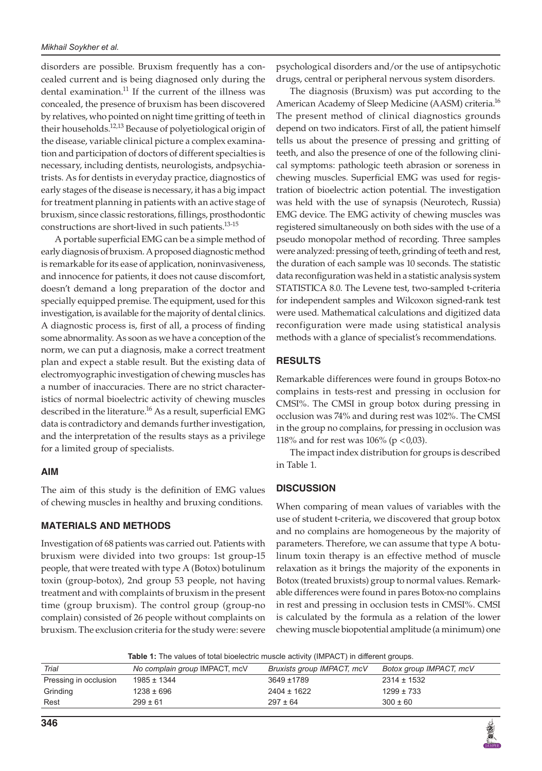disorders are possible. Bruxism frequently has a concealed current and is being diagnosed only during the dental examination.[11] If the current of the illness was concealed, the presence of bruxism has been discovered by relatives, who pointed on night time gritting of teeth in their households.[12,13] Because of polyetiological origin of the disease, variable clinical picture a complex examination and participation of doctors of different specialties is necessary, including dentists, neurologists, andpsychiatrists. As for dentists in everyday practice, diagnostics of early stages of the disease is necessary, it has a big impact for treatment planning in patients with an active stage of bruxism, since classic restorations, fillings, prosthodontic constructions are short-lived in such patients.[13-15]

A portable superficial EMG can be a simple method of early diagnosis of bruxism. A proposed diagnostic method is remarkable for its ease of application, noninvasiveness, and innocence for patients, it does not cause discomfort, doesn't demand a long preparation of the doctor and specially equipped premise. The equipment, used for this investigation, is available for the majority of dental clinics. A diagnostic process is, first of all, a process of finding some abnormality. As soon as we have a conception of the norm, we can put a diagnosis, make a correct treatment plan and expect a stable result. But the existing data of electromyographic investigation of chewing muscles has a number of inaccuracies. There are no strict characteristics of normal bioelectric activity of chewing muscles described in the literature.[16] As a result, superficial EMG data is contradictory and demands further investigation, and the interpretation of the results stays as a privilege for a limited group of specialists.

## AIM

The aim of this study is the definition of EMG values of chewing muscles in healthy and bruxing conditions.

## MATERIALS AND METHODS

Investigation of 68 patients was carried out. Patients with bruxism were divided into two groups: 1st group-15 people, that were treated with type A (Botox) botulinum toxin (group-botox), 2nd group 53 people, not having treatment and with complaints of bruxism in the present time (group bruxism). The control group (group-no complain) consisted of 26 people without complaints on bruxism. The exclusion criteria for the study were: severe psychological disorders and/or the use of antipsychotic drugs, central or peripheral nervous system disorders.

The diagnosis (Bruxism) was put according to the American Academy of Sleep Medicine (AASM) criteria.[16] The present method of clinical diagnostics grounds depend on two indicators. First of all, the patient himself tells us about the presence of pressing and gritting of teeth, and also the presence of one of the following clinical symptoms: pathologic teeth abrasion or soreness in chewing muscles. Superficial EMG was used for registration of bioelectric action potential. The investigation was held with the use of synapsis (Neurotech, Russia) EMG device. The EMG activity of chewing muscles was registered simultaneously on both sides with the use of a pseudo monopolar method of recording. Three samples were analyzed: pressing of teeth, grinding of teeth and rest, the duration of each sample was 10 seconds. The statistic data reconfiguration was held in a statistic analysis system STATISTICA 8.0. The Levene test, two-sampled t-criteria for independent samples and Wilcoxon signed-rank test were used. Mathematical calculations and digitized data reconfiguration were made using statistical analysis methods with a glance of specialist's recommendations.

## RESULTS

Remarkable differences were found in groups Botox-no complains in tests-rest and pressing in occlusion for CMSI%. The CMSI in group botox during pressing in occlusion was 74% and during rest was 102%. The CMSI in the group no complains, for pressing in occlusion was 118% and for rest was 106% ($p < 0{,}03$).

The impact index distribution for groups is described in Table 1.

## DISCUSSION

When comparing of mean values of variables with the use of student t-criteria, we discovered that group botox and no complains are homogeneous by the majority of parameters. Therefore, we can assume that type A botulinum toxin therapy is an effective method of muscle relaxation as it brings the majority of the exponents in Botox (treated bruxists) group to normal values. Remarkable differences were found in pares Botox-no complains in rest and pressing in occlusion tests in CMSI%. CMSI is calculated by the formula as a relation of the lower chewing muscle biopotential amplitude (a minimum) one

**Table 1:** The values of total bioelectric muscle activity (IMPACT) in different groups.

| *Trial* | *No complain group IMPACT, mcV* | *Bruxists group IMPACT, mcV* | *Botox group IMPACT, mcV* |
|---|---|---|---|
| Pressing in occlusion | 1985 ± 1344 | 3649 ±1789 | 2314 ± 1532 |
| Grinding | 1238 ± 696 | 2404 ± 1622 | 1299 ± 733 |
| Rest | 299 ± 61 | 297 ± 64 | 300 ± 60 |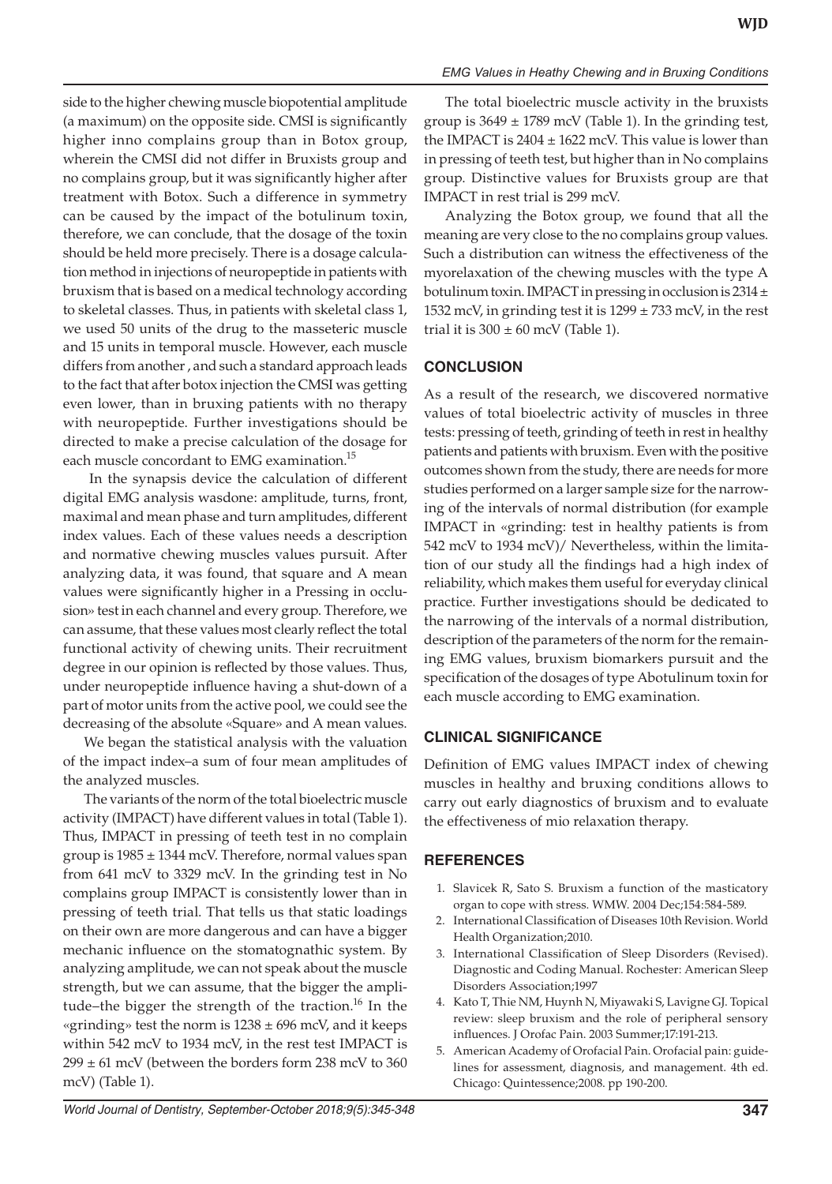side to the higher chewing muscle biopotential amplitude (a maximum) on the opposite side. CMSI is significantly higher inno complains group than in Botox group, wherein the CMSI did not differ in Bruxists group and no complains group, but it was significantly higher after treatment with Botox. Such a difference in symmetry can be caused by the impact of the botulinum toxin, therefore, we can conclude, that the dosage of the toxin should be held more precisely. There is a dosage calculation method in injections of neuropeptide in patients with bruxism that is based on a medical technology according to skeletal classes. Thus, in patients with skeletal class 1, we used 50 units of the drug to the masseteric muscle and 15 units in temporal muscle. However, each muscle differs from another , and such a standard approach leads to the fact that after botox injection the CMSI was getting even lower, than in bruxing patients with no therapy with neuropeptide. Further investigations should be directed to make a precise calculation of the dosage for each muscle concordant to EMG examination.[15]

In the synapsis device the calculation of different digital EMG analysis wasdone: amplitude, turns, front, maximal and mean phase and turn amplitudes, different index values. Each of these values needs a description and normative chewing muscles values pursuit. After analyzing data, it was found, that square and A mean values were significantly higher in a Pressing in occlusion» test in each channel and every group. Therefore, we can assume, that these values most clearly reflect the total functional activity of chewing units. Their recruitment degree in our opinion is reflected by those values. Thus, under neuropeptide influence having a shut-down of a part of motor units from the active pool, we could see the decreasing of the absolute «Square» and A mean values.

We began the statistical analysis with the valuation of the impact index–a sum of four mean amplitudes of the analyzed muscles.

The variants of the norm of the total bioelectric muscle activity (IMPACT) have different values in total (Table 1). Thus, IMPACT in pressing of teeth test in no complain group is 1985 ± 1344 mcV. Therefore, normal values span from 641 mcV to 3329 mcV. In the grinding test in No complains group IMPACT is consistently lower than in pressing of teeth trial. That tells us that static loadings on their own are more dangerous and can have a bigger mechanic influence on the stomatognathic system. By analyzing amplitude, we can not speak about the muscle strength, but we can assume, that the bigger the amplitude–the bigger the strength of the traction.[16] In the «grinding» test the norm is 1238 ± 696 mcV, and it keeps within 542 mcV to 1934 mcV, in the rest test IMPACT is 299 ± 61 mcV (between the borders form 238 mcV to 360 mcV) (Table 1).

The total bioelectric muscle activity in the bruxists group is 3649 ± 1789 mcV (Table 1). In the grinding test, the IMPACT is 2404 ± 1622 mcV. This value is lower than in pressing of teeth test, but higher than in No complains group. Distinctive values for Bruxists group are that IMPACT in rest trial is 299 mcV.

Analyzing the Botox group, we found that all the meaning are very close to the no complains group values. Such a distribution can witness the effectiveness of the myorelaxation of the chewing muscles with the type A botulinum toxin. IMPACT in pressing in occlusion is 2314 ± 1532 mcV, in grinding test it is 1299 ± 733 mcV, in the rest trial it is 300 ± 60 mcV (Table 1).

## CONCLUSION

As a result of the research, we discovered normative values of total bioelectric activity of muscles in three tests: pressing of teeth, grinding of teeth in rest in healthy patients and patients with bruxism. Even with the positive outcomes shown from the study, there are needs for more studies performed on a larger sample size for the narrowing of the intervals of normal distribution (for example IMPACT in «grinding: test in healthy patients is from 542 mcV to 1934 mcV)/ Nevertheless, within the limitation of our study all the findings had a high index of reliability, which makes them useful for everyday clinical practice. Further investigations should be dedicated to the narrowing of the intervals of a normal distribution, description of the parameters of the norm for the remaining EMG values, bruxism biomarkers pursuit and the specification of the dosages of type Abotulinum toxin for each muscle according to EMG examination.

## CLINICAL SIGNIFICANCE

Definition of EMG values IMPACT index of chewing muscles in healthy and bruxing conditions allows to carry out early diagnostics of bruxism and to evaluate the effectiveness of mio relaxation therapy.

## REFERENCES

1. Slavicek R, Sato S. Bruxism a function of the masticatory organ to cope with stress. WMW. 2004 Dec;154:584-589.
2. International Classification of Diseases 10th Revision. World Health Organization;2010.
3. International Classification of Sleep Disorders (Revised). Diagnostic and Coding Manual. Rochester: American Sleep Disorders Association;1997
4. Kato T, Thie NM, Miyawaki S, Lavigne GJ. Topical review: sleep bruxism and the role of peripheral sensory influences. J Orofac Pain. 2003 Summer;17:191-213.
5. American Academy of Orofacial Pain. Orofacial pain: guidelines for assessment, diagnosis, and management. 4th ed. Chicago: Quintessence;2008. pp 190-200.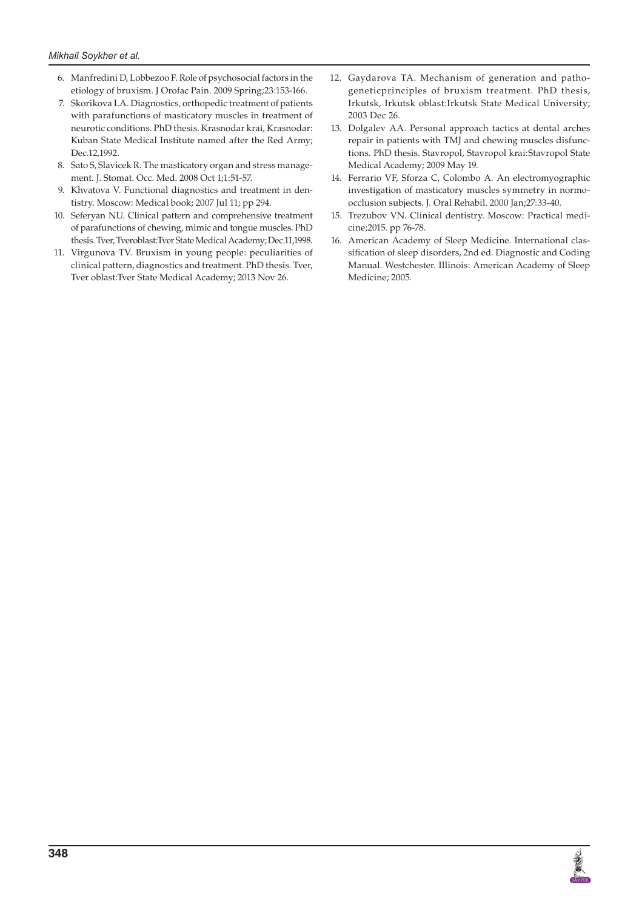6. Manfredini D, Lobbezoo F. Role of psychosocial factors in the etiology of bruxism. J Orofac Pain. 2009 Spring;23:153-166.
7. Skorikova LA. Diagnostics, orthopedic treatment of patients with parafunctions of masticatory muscles in treatment of neurotic conditions. PhD thesis. Krasnodar krai, Krasnodar: Kuban State Medical Institute named after the Red Army; Dec.12,1992.
8. Sato S, Slavicek R. The masticatory organ and stress management. J. Stomat. Occ. Med. 2008 Oct 1;1:51-57.
9. Khvatova V. Functional diagnostics and treatment in dentistry. Moscow: Medical book; 2007 Jul 11; pp 294.
10. Seferyan NU. Clinical pattern and comprehensive treatment of parafunctions of chewing, mimic and tongue muscles. PhD thesis. Tver, Tveroblast:Tver State Medical Academy; Dec.11,1998.
11. Virgunova TV. Bruxism in young people: peculiarities of clinical pattern, diagnostics and treatment. PhD thesis. Tver, Tver oblast:Tver State Medical Academy; 2013 Nov 26.
12. Gaydarova TA. Mechanism of generation and pathogeneticprinciples of bruxism treatment. PhD thesis, Irkutsk, Irkutsk oblast:Irkutsk State Medical University; 2003 Dec 26.
13. Dolgalev AA. Personal approach tactics at dental arches repair in patients with TMJ and chewing muscles disfunctions. PhD thesis. Stavropol, Stavropol krai:Stavropol State Medical Academy; 2009 May 19.
14. Ferrario VF, Sforza C, Colombo A. An electromyographic investigation of masticatory muscles symmetry in normoocclusion subjects. J. Oral Rehabil. 2000 Jan;27:33-40.
15. Trezubov VN. Clinical dentistry. Moscow: Practical medicine;2015. pp 76-78.
16. American Academy of Sleep Medicine. International classification of sleep disorders, 2nd ed. Diagnostic and Coding Manual. Westchester. Illinois: American Academy of Sleep Medicine; 2005.